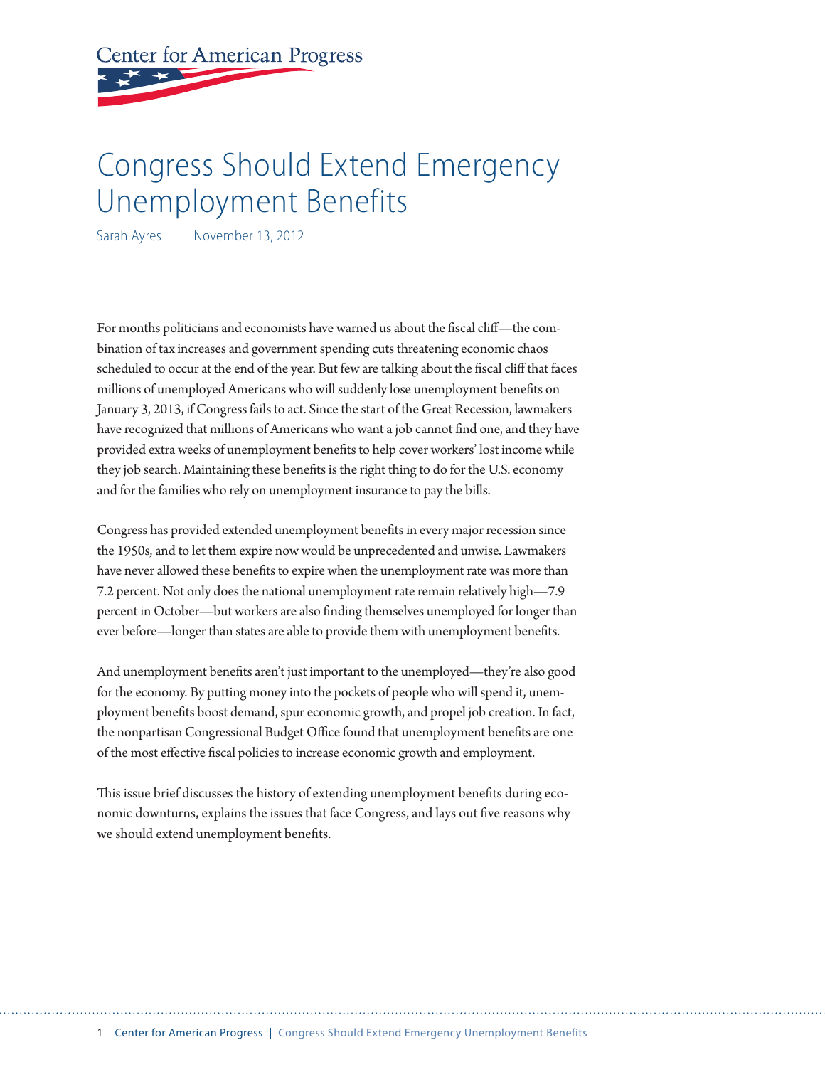Center for American Progress

# Congress Should Extend Emergency Unemployment Benefits

Sarah Ayres    November 13, 2012

For months politicians and economists have warned us about the fiscal cliff—the combination of tax increases and government spending cuts threatening economic chaos scheduled to occur at the end of the year. But few are talking about the fiscal cliff that faces millions of unemployed Americans who will suddenly lose unemployment benefits on January 3, 2013, if Congress fails to act. Since the start of the Great Recession, lawmakers have recognized that millions of Americans who want a job cannot find one, and they have provided extra weeks of unemployment benefits to help cover workers' lost income while they job search. Maintaining these benefits is the right thing to do for the U.S. economy and for the families who rely on unemployment insurance to pay the bills.

Congress has provided extended unemployment benefits in every major recession since the 1950s, and to let them expire now would be unprecedented and unwise. Lawmakers have never allowed these benefits to expire when the unemployment rate was more than 7.2 percent. Not only does the national unemployment rate remain relatively high—7.9 percent in October—but workers are also finding themselves unemployed for longer than ever before—longer than states are able to provide them with unemployment benefits.

And unemployment benefits aren't just important to the unemployed—they're also good for the economy. By putting money into the pockets of people who will spend it, unemployment benefits boost demand, spur economic growth, and propel job creation. In fact, the nonpartisan Congressional Budget Office found that unemployment benefits are one of the most effective fiscal policies to increase economic growth and employment.

This issue brief discusses the history of extending unemployment benefits during economic downturns, explains the issues that face Congress, and lays out five reasons why we should extend unemployment benefits.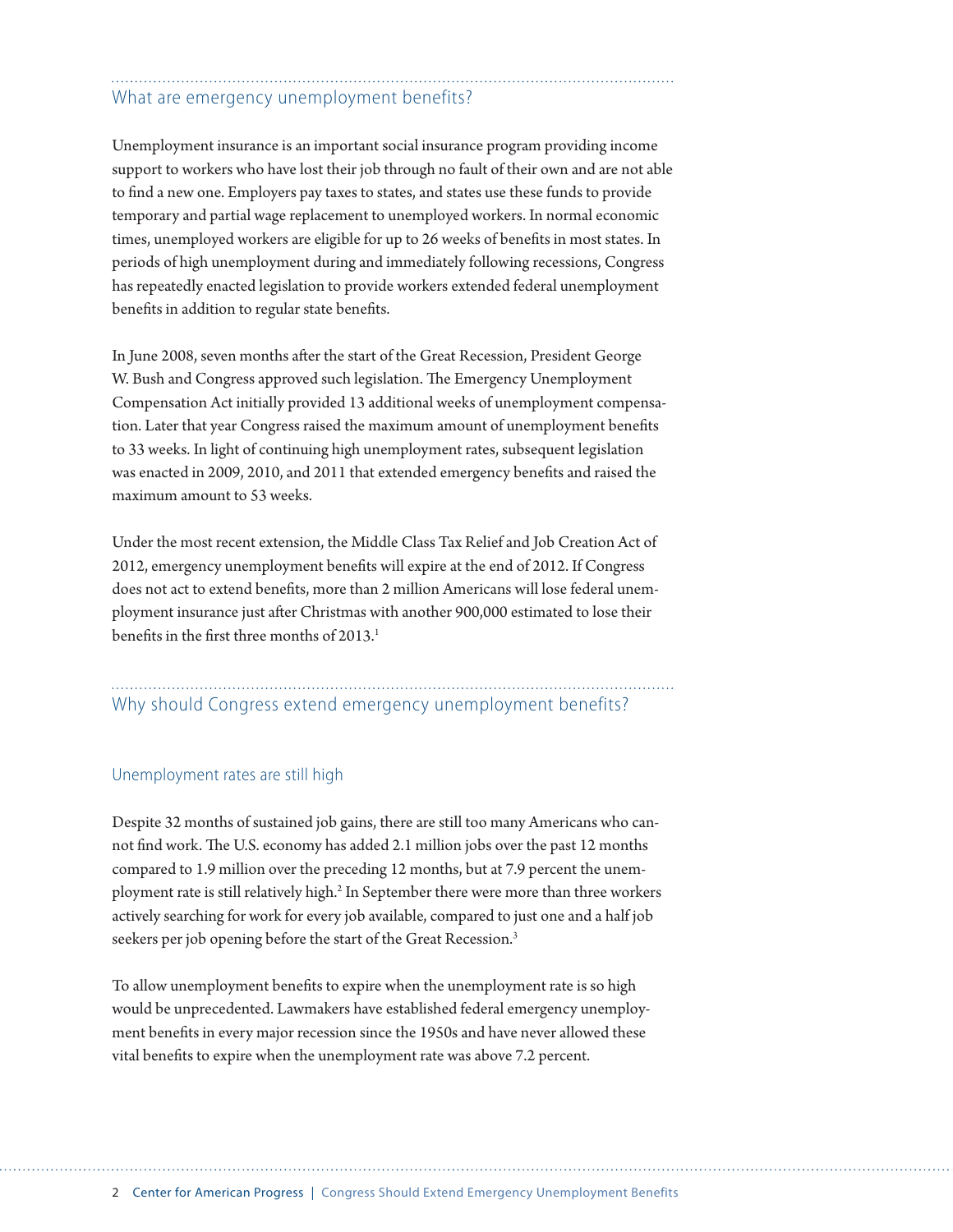## What are emergency unemployment benefits?

Unemployment insurance is an important social insurance program providing income support to workers who have lost their job through no fault of their own and are not able to find a new one. Employers pay taxes to states, and states use these funds to provide temporary and partial wage replacement to unemployed workers. In normal economic times, unemployed workers are eligible for up to 26 weeks of benefits in most states. In periods of high unemployment during and immediately following recessions, Congress has repeatedly enacted legislation to provide workers extended federal unemployment benefits in addition to regular state benefits.

In June 2008, seven months after the start of the Great Recession, President George W. Bush and Congress approved such legislation. The Emergency Unemployment Compensation Act initially provided 13 additional weeks of unemployment compensation. Later that year Congress raised the maximum amount of unemployment benefits to 33 weeks. In light of continuing high unemployment rates, subsequent legislation was enacted in 2009, 2010, and 2011 that extended emergency benefits and raised the maximum amount to 53 weeks.

Under the most recent extension, the Middle Class Tax Relief and Job Creation Act of 2012, emergency unemployment benefits will expire at the end of 2012. If Congress does not act to extend benefits, more than 2 million Americans will lose federal unemployment insurance just after Christmas with another 900,000 estimated to lose their benefits in the first three months of 2013.[1]

## Why should Congress extend emergency unemployment benefits?

### Unemployment rates are still high

Despite 32 months of sustained job gains, there are still too many Americans who cannot find work. The U.S. economy has added 2.1 million jobs over the past 12 months compared to 1.9 million over the preceding 12 months, but at 7.9 percent the unemployment rate is still relatively high.[2] In September there were more than three workers actively searching for work for every job available, compared to just one and a half job seekers per job opening before the start of the Great Recession.[3]

To allow unemployment benefits to expire when the unemployment rate is so high would be unprecedented. Lawmakers have established federal emergency unemployment benefits in every major recession since the 1950s and have never allowed these vital benefits to expire when the unemployment rate was above 7.2 percent.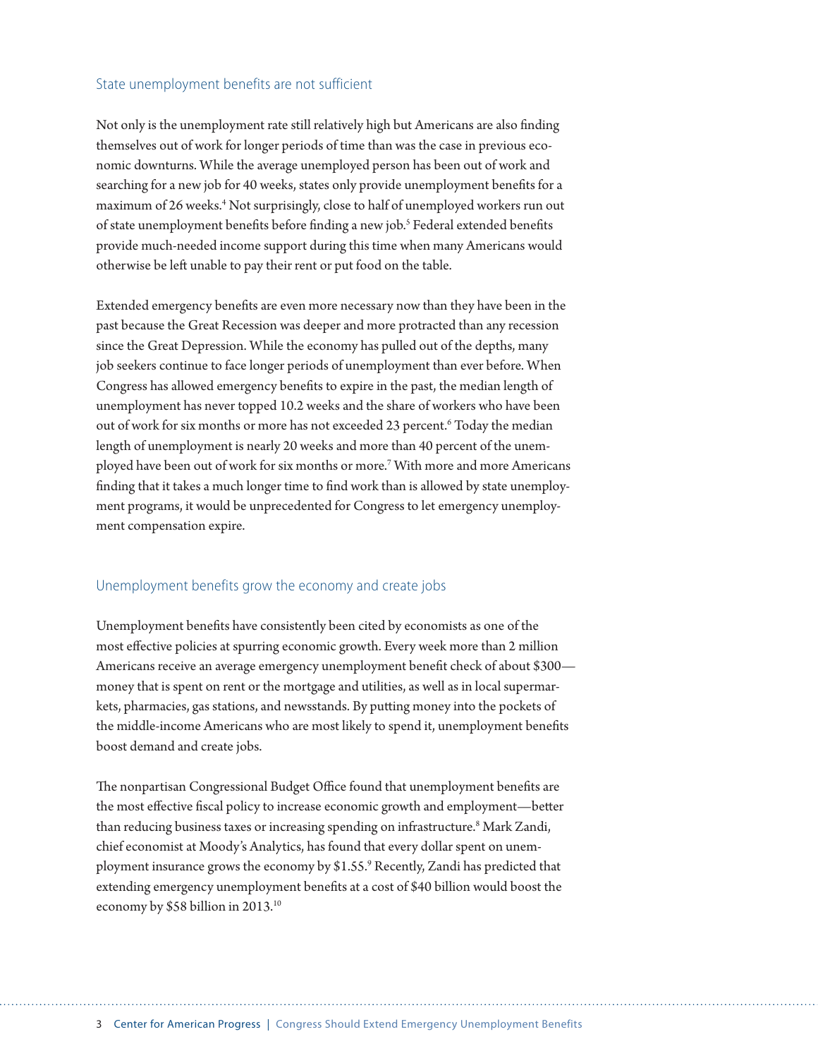## State unemployment benefits are not sufficient

Not only is the unemployment rate still relatively high but Americans are also finding themselves out of work for longer periods of time than was the case in previous economic downturns. While the average unemployed person has been out of work and searching for a new job for 40 weeks, states only provide unemployment benefits for a maximum of 26 weeks.[4] Not surprisingly, close to half of unemployed workers run out of state unemployment benefits before finding a new job.[5] Federal extended benefits provide much-needed income support during this time when many Americans would otherwise be left unable to pay their rent or put food on the table.

Extended emergency benefits are even more necessary now than they have been in the past because the Great Recession was deeper and more protracted than any recession since the Great Depression. While the economy has pulled out of the depths, many job seekers continue to face longer periods of unemployment than ever before. When Congress has allowed emergency benefits to expire in the past, the median length of unemployment has never topped 10.2 weeks and the share of workers who have been out of work for six months or more has not exceeded 23 percent.[6] Today the median length of unemployment is nearly 20 weeks and more than 40 percent of the unemployed have been out of work for six months or more.[7] With more and more Americans finding that it takes a much longer time to find work than is allowed by state unemployment programs, it would be unprecedented for Congress to let emergency unemployment compensation expire.

## Unemployment benefits grow the economy and create jobs

Unemployment benefits have consistently been cited by economists as one of the most effective policies at spurring economic growth. Every week more than 2 million Americans receive an average emergency unemployment benefit check of about $300—money that is spent on rent or the mortgage and utilities, as well as in local supermarkets, pharmacies, gas stations, and newsstands. By putting money into the pockets of the middle-income Americans who are most likely to spend it, unemployment benefits boost demand and create jobs.

The nonpartisan Congressional Budget Office found that unemployment benefits are the most effective fiscal policy to increase economic growth and employment—better than reducing business taxes or increasing spending on infrastructure.[8] Mark Zandi, chief economist at Moody's Analytics, has found that every dollar spent on unemployment insurance grows the economy by $1.55.[9] Recently, Zandi has predicted that extending emergency unemployment benefits at a cost of $40 billion would boost the economy by $58 billion in 2013.[10]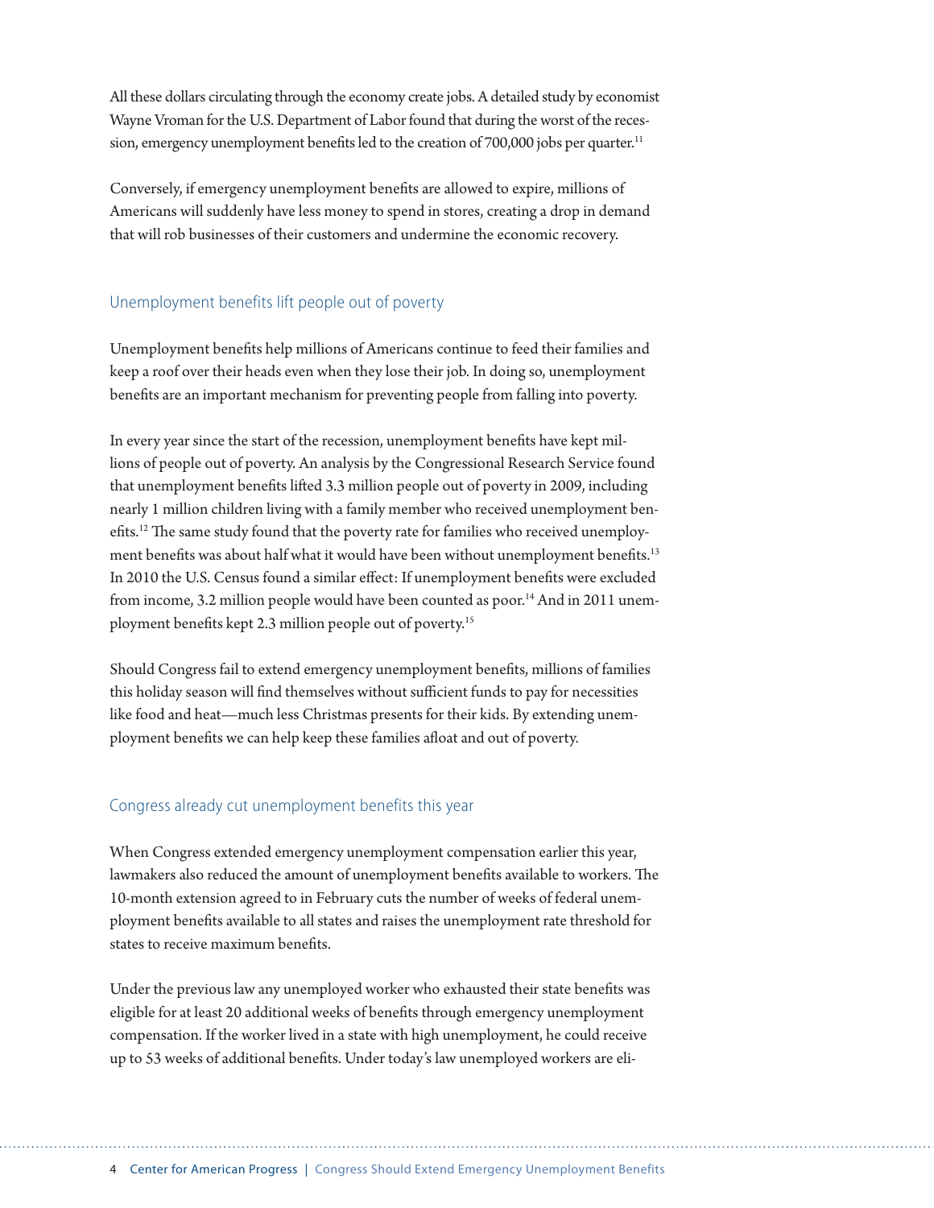All these dollars circulating through the economy create jobs. A detailed study by economist Wayne Vroman for the U.S. Department of Labor found that during the worst of the recession, emergency unemployment benefits led to the creation of 700,000 jobs per quarter.[11]

Conversely, if emergency unemployment benefits are allowed to expire, millions of Americans will suddenly have less money to spend in stores, creating a drop in demand that will rob businesses of their customers and undermine the economic recovery.

## Unemployment benefits lift people out of poverty

Unemployment benefits help millions of Americans continue to feed their families and keep a roof over their heads even when they lose their job. In doing so, unemployment benefits are an important mechanism for preventing people from falling into poverty.

In every year since the start of the recession, unemployment benefits have kept millions of people out of poverty. An analysis by the Congressional Research Service found that unemployment benefits lifted 3.3 million people out of poverty in 2009, including nearly 1 million children living with a family member who received unemployment benefits.[12] The same study found that the poverty rate for families who received unemployment benefits was about half what it would have been without unemployment benefits.[13] In 2010 the U.S. Census found a similar effect: If unemployment benefits were excluded from income, 3.2 million people would have been counted as poor.[14] And in 2011 unemployment benefits kept 2.3 million people out of poverty.[15]

Should Congress fail to extend emergency unemployment benefits, millions of families this holiday season will find themselves without sufficient funds to pay for necessities like food and heat—much less Christmas presents for their kids. By extending unemployment benefits we can help keep these families afloat and out of poverty.

## Congress already cut unemployment benefits this year

When Congress extended emergency unemployment compensation earlier this year, lawmakers also reduced the amount of unemployment benefits available to workers. The 10-month extension agreed to in February cuts the number of weeks of federal unemployment benefits available to all states and raises the unemployment rate threshold for states to receive maximum benefits.

Under the previous law any unemployed worker who exhausted their state benefits was eligible for at least 20 additional weeks of benefits through emergency unemployment compensation. If the worker lived in a state with high unemployment, he could receive up to 53 weeks of additional benefits. Under today's law unemployed workers are eli-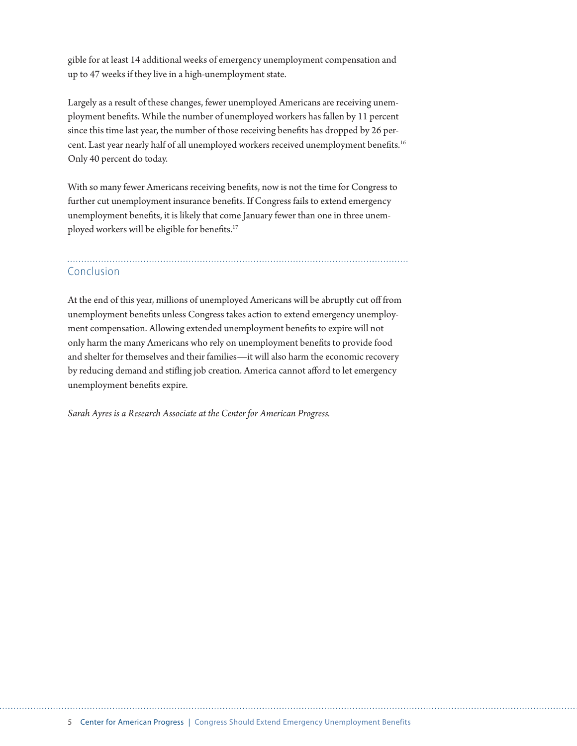gible for at least 14 additional weeks of emergency unemployment compensation and up to 47 weeks if they live in a high-unemployment state.

Largely as a result of these changes, fewer unemployed Americans are receiving unemployment benefits. While the number of unemployed workers has fallen by 11 percent since this time last year, the number of those receiving benefits has dropped by 26 percent. Last year nearly half of all unemployed workers received unemployment benefits.[16] Only 40 percent do today.

With so many fewer Americans receiving benefits, now is not the time for Congress to further cut unemployment insurance benefits. If Congress fails to extend emergency unemployment benefits, it is likely that come January fewer than one in three unemployed workers will be eligible for benefits.[17]

## Conclusion

At the end of this year, millions of unemployed Americans will be abruptly cut off from unemployment benefits unless Congress takes action to extend emergency unemployment compensation. Allowing extended unemployment benefits to expire will not only harm the many Americans who rely on unemployment benefits to provide food and shelter for themselves and their families—it will also harm the economic recovery by reducing demand and stifling job creation. America cannot afford to let emergency unemployment benefits expire.

*Sarah Ayres is a Research Associate at the Center for American Progress.*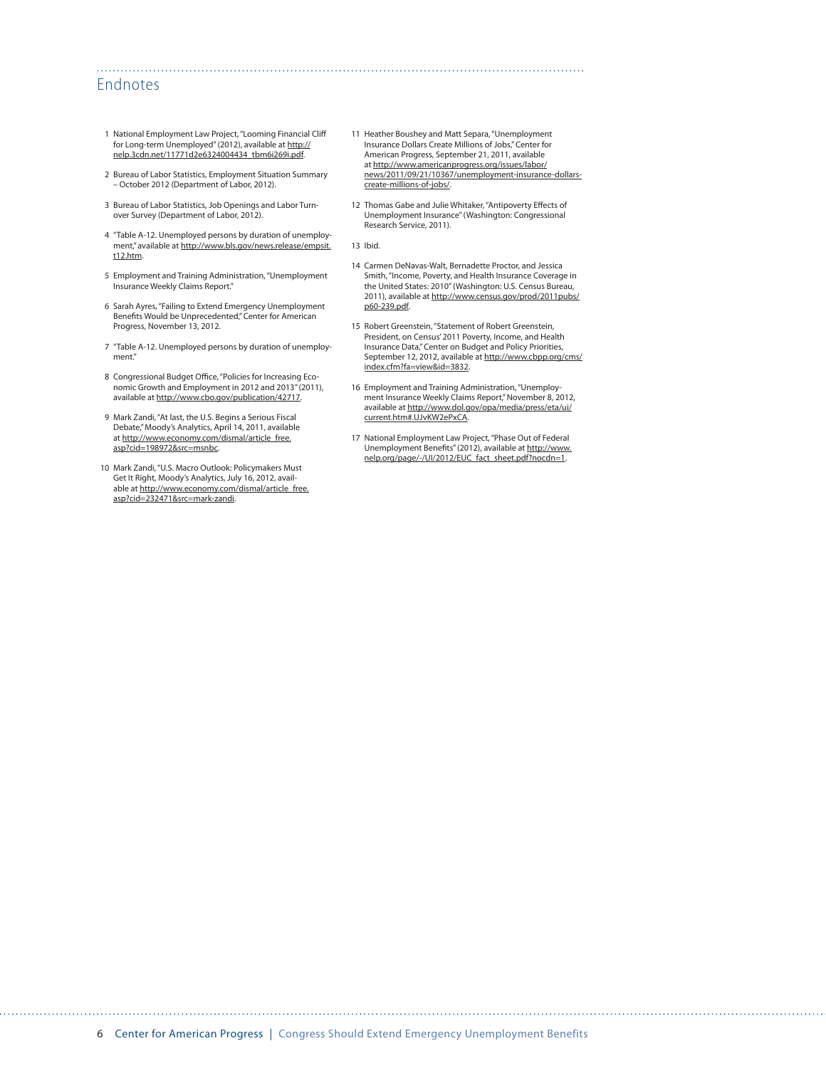## Endnotes

1 National Employment Law Project, "Looming Financial Cliff for Long-term Unemployed" (2012), available at http://nelp.3cdn.net/11771d2e6324004434_tbm6i269i.pdf.

2 Bureau of Labor Statistics, Employment Situation Summary – October 2012 (Department of Labor, 2012).

3 Bureau of Labor Statistics, Job Openings and Labor Turnover Survey (Department of Labor, 2012).

4 "Table A-12. Unemployed persons by duration of unemployment," available at http://www.bls.gov/news.release/empsit.t12.htm.

5 Employment and Training Administration, "Unemployment Insurance Weekly Claims Report."

6 Sarah Ayres, "Failing to Extend Emergency Unemployment Benefits Would be Unprecedented," Center for American Progress, November 13, 2012.

7 "Table A-12. Unemployed persons by duration of unemployment."

8 Congressional Budget Office, "Policies for Increasing Economic Growth and Employment in 2012 and 2013" (2011), available at http://www.cbo.gov/publication/42717.

9 Mark Zandi, "At last, the U.S. Begins a Serious Fiscal Debate," Moody's Analytics, April 14, 2011, available at http://www.economy.com/dismal/article_free.asp?cid=198972&src=msnbc.

10 Mark Zandi, "U.S. Macro Outlook: Policymakers Must Get It Right, Moody's Analytics, July 16, 2012, available at http://www.economy.com/dismal/article_free.asp?cid=232471&src=mark-zandi.

11 Heather Boushey and Matt Separa, "Unemployment Insurance Dollars Create Millions of Jobs," Center for American Progress, September 21, 2011, available at http://www.americanprogress.org/issues/labor/news/2011/09/21/10367/unemployment-insurance-dollars-create-millions-of-jobs/.

12 Thomas Gabe and Julie Whitaker, "Antipoverty Effects of Unemployment Insurance" (Washington: Congressional Research Service, 2011).

13 Ibid.

14 Carmen DeNavas-Walt, Bernadette Proctor, and Jessica Smith, "Income, Poverty, and Health Insurance Coverage in the United States: 2010" (Washington: U.S. Census Bureau, 2011), available at http://www.census.gov/prod/2011pubs/p60-239.pdf.

15 Robert Greenstein, "Statement of Robert Greenstein, President, on Census' 2011 Poverty, Income, and Health Insurance Data," Center on Budget and Policy Priorities, September 12, 2012, available at http://www.cbpp.org/cms/index.cfm?fa=view&id=3832.

16 Employment and Training Administration, "Unemployment Insurance Weekly Claims Report," November 8, 2012, available at http://www.dol.gov/opa/media/press/eta/ui/current.htm#.UJvKW2ePxCA.

17 National Employment Law Project, "Phase Out of Federal Unemployment Benefits" (2012), available at http://www.nelp.org/page/-/UI/2012/EUC_fact_sheet.pdf?nocdn=1.